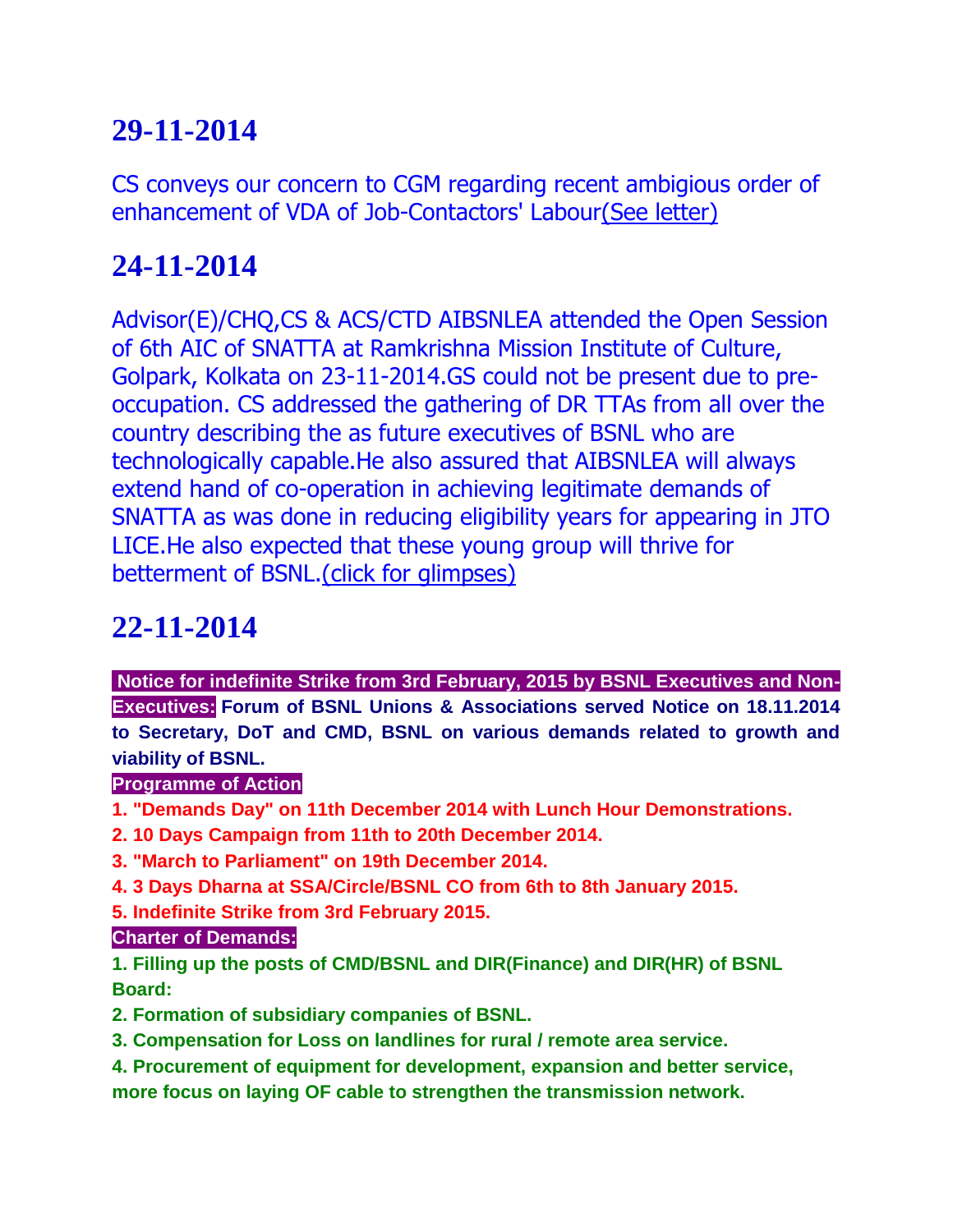# 29-11-2014

CS conveys our concern to CGM regarding recent ambigious order of enhancement of VDA of Job-Contactors' Labour(See letter)

# 24-11-2014

Advisor(E)/CHQ,CS & ACS/CTD AIBSNLEA attended the Open Session of 6th AIC of SNATTA at Ramkrishna Mission Institute of Culture, Golpark, Kolkata on 23-11-2014.GS could not be present due to pre-occupation. CS addressed the gathering of DR TTAs from all over the country describing the as future executives of BSNL who are technologically capable.He also assured that AIBSNLEA will always extend hand of co-operation in achieving legitimate demands of SNATTA as was done in reducing eligibility years for appearing in JTO LICE.He also expected that these young group will thrive for betterment of BSNL.(click for glimpses)

# 22-11-2014

**Notice for indefinite Strike from 3rd February, 2015 by BSNL Executives and Non-Executives:** **Forum of BSNL Unions & Associations served Notice on 18.11.2014 to Secretary, DoT and CMD, BSNL on various demands related to growth and viability of BSNL.**

**Programme of Action**

**1. "Demands Day" on 11th December 2014 with Lunch Hour Demonstrations.**

**2. 10 Days Campaign from 11th to 20th December 2014.**

**3. "March to Parliament" on 19th December 2014.**

**4. 3 Days Dharna at SSA/Circle/BSNL CO from 6th to 8th January 2015.**

**5. Indefinite Strike from 3rd February 2015.**

**Charter of Demands:**

**1. Filling up the posts of CMD/BSNL and DIR(Finance) and DIR(HR) of BSNL Board:**

**2. Formation of subsidiary companies of BSNL.**

**3. Compensation for Loss on landlines for rural / remote area service.**

**4. Procurement of equipment for development, expansion and better service, more focus on laying OF cable to strengthen the transmission network.**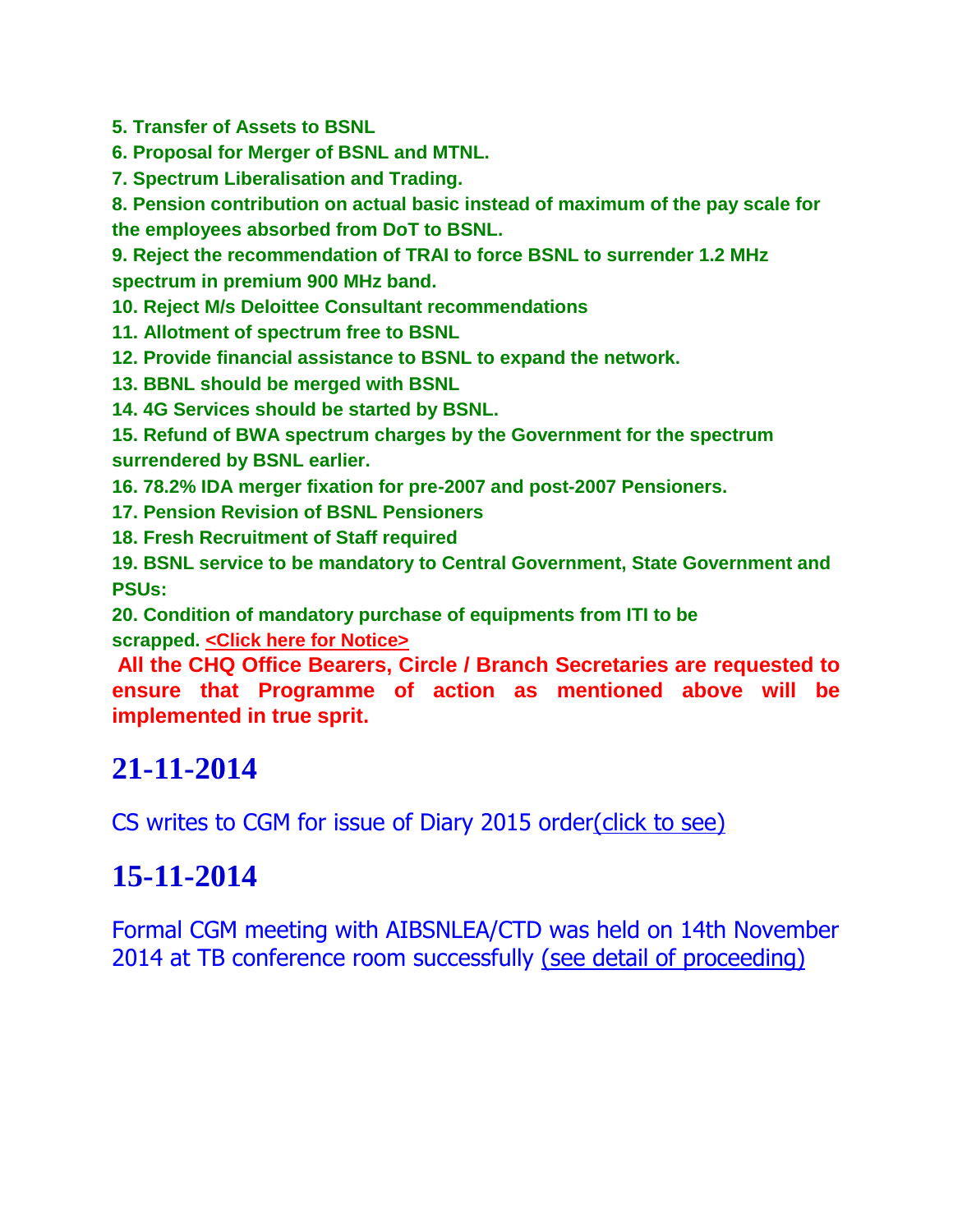**5. Transfer of Assets to BSNL**

**6. Proposal for Merger of BSNL and MTNL.**

**7. Spectrum Liberalisation and Trading.**

**8. Pension contribution on actual basic instead of maximum of the pay scale for the employees absorbed from DoT to BSNL.**

**9. Reject the recommendation of TRAI to force BSNL to surrender 1.2 MHz spectrum in premium 900 MHz band.**

**10. Reject M/s Deloittee Consultant recommendations**

**11. Allotment of spectrum free to BSNL**

**12. Provide financial assistance to BSNL to expand the network.**

**13. BBNL should be merged with BSNL**

**14. 4G Services should be started by BSNL.**

**15. Refund of BWA spectrum charges by the Government for the spectrum surrendered by BSNL earlier.**

**16. 78.2% IDA merger fixation for pre-2007 and post-2007 Pensioners.**

**17. Pension Revision of BSNL Pensioners**

**18. Fresh Recruitment of Staff required**

**19. BSNL service to be mandatory to Central Government, State Government and PSUs:**

**20. Condition of mandatory purchase of equipments from ITI to be scrapped.** **<Click here for Notice>**

**All the CHQ Office Bearers, Circle / Branch Secretaries are requested to ensure that Programme of action as mentioned above will be implemented in true sprit.**

# 21-11-2014

CS writes to CGM for issue of Diary 2015 order(click to see)

# 15-11-2014

Formal CGM meeting with AIBSNLEA/CTD was held on 14th November 2014 at TB conference room successfully (see detail of proceeding)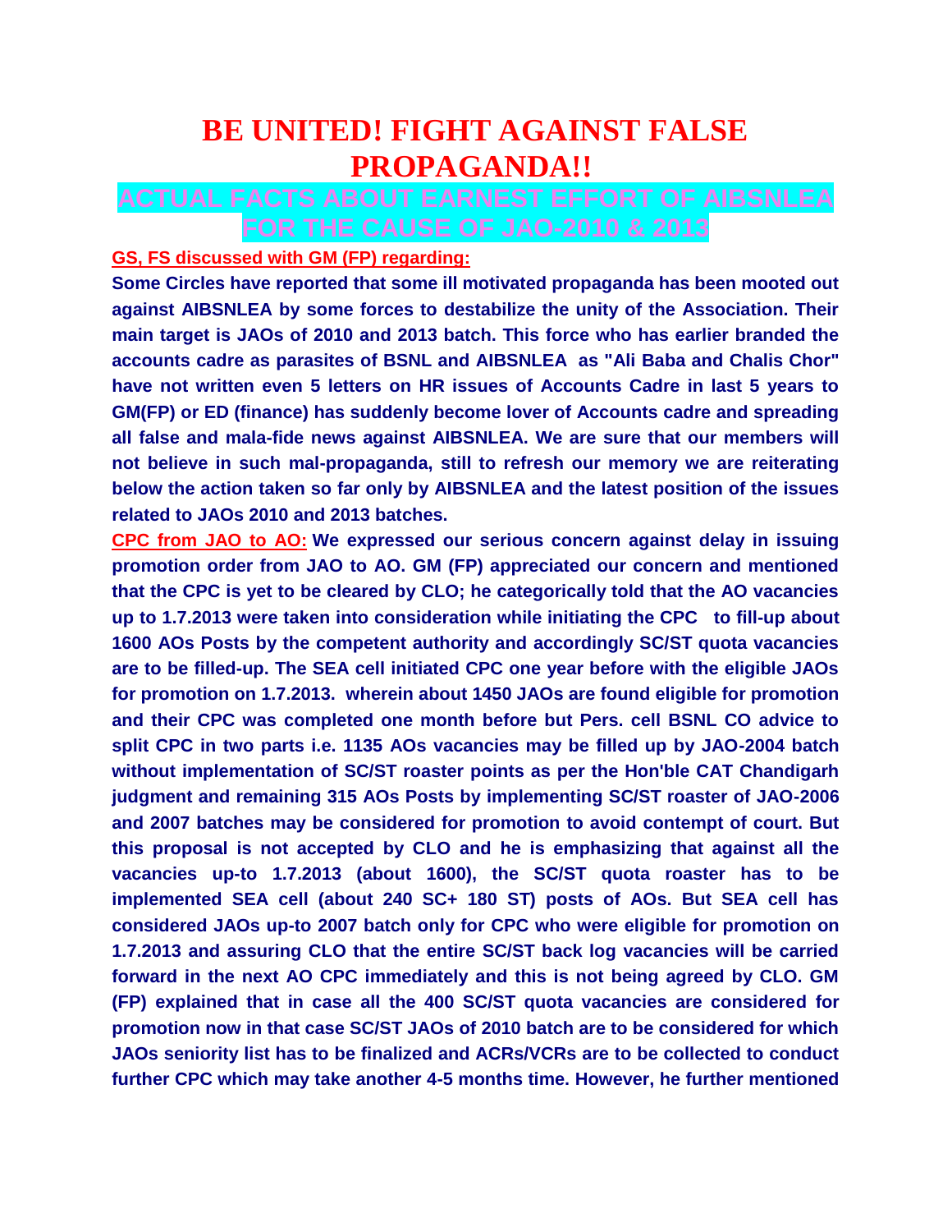# BE UNITED! FIGHT AGAINST FALSE PROPAGANDA!!

## ACTUAL FACTS ABOUT EARNEST EFFORT OF AIBSNLEA FOR THE CAUSE OF JAO-2010 & 2013

**GS, FS discussed with GM (FP) regarding:**

**Some Circles have reported that some ill motivated propaganda has been mooted out against AIBSNLEA by some forces to destabilize the unity of the Association. Their main target is JAOs of 2010 and 2013 batch. This force who has earlier branded the accounts cadre as parasites of BSNL and AIBSNLEA as "Ali Baba and Chalis Chor" have not written even 5 letters on HR issues of Accounts Cadre in last 5 years to GM(FP) or ED (finance) has suddenly become lover of Accounts cadre and spreading all false and mala-fide news against AIBSNLEA. We are sure that our members will not believe in such mal-propaganda, still to refresh our memory we are reiterating below the action taken so far only by AIBSNLEA and the latest position of the issues related to JAOs 2010 and 2013 batches.**

**CPC from JAO to AO:** **We expressed our serious concern against delay in issuing promotion order from JAO to AO. GM (FP) appreciated our concern and mentioned that the CPC is yet to be cleared by CLO; he categorically told that the AO vacancies up to 1.7.2013 were taken into consideration while initiating the CPC to fill-up about 1600 AOs Posts by the competent authority and accordingly SC/ST quota vacancies are to be filled-up. The SEA cell initiated CPC one year before with the eligible JAOs for promotion on 1.7.2013. wherein about 1450 JAOs are found eligible for promotion and their CPC was completed one month before but Pers. cell BSNL CO advice to split CPC in two parts i.e. 1135 AOs vacancies may be filled up by JAO-2004 batch without implementation of SC/ST roaster points as per the Hon'ble CAT Chandigarh judgment and remaining 315 AOs Posts by implementing SC/ST roaster of JAO-2006 and 2007 batches may be considered for promotion to avoid contempt of court. But this proposal is not accepted by CLO and he is emphasizing that against all the vacancies up-to 1.7.2013 (about 1600), the SC/ST quota roaster has to be implemented SEA cell (about 240 SC+ 180 ST) posts of AOs. But SEA cell has considered JAOs up-to 2007 batch only for CPC who were eligible for promotion on 1.7.2013 and assuring CLO that the entire SC/ST back log vacancies will be carried forward in the next AO CPC immediately and this is not being agreed by CLO. GM (FP) explained that in case all the 400 SC/ST quota vacancies are considered for promotion now in that case SC/ST JAOs of 2010 batch are to be considered for which JAOs seniority list has to be finalized and ACRs/VCRs are to be collected to conduct further CPC which may take another 4-5 months time. However, he further mentioned**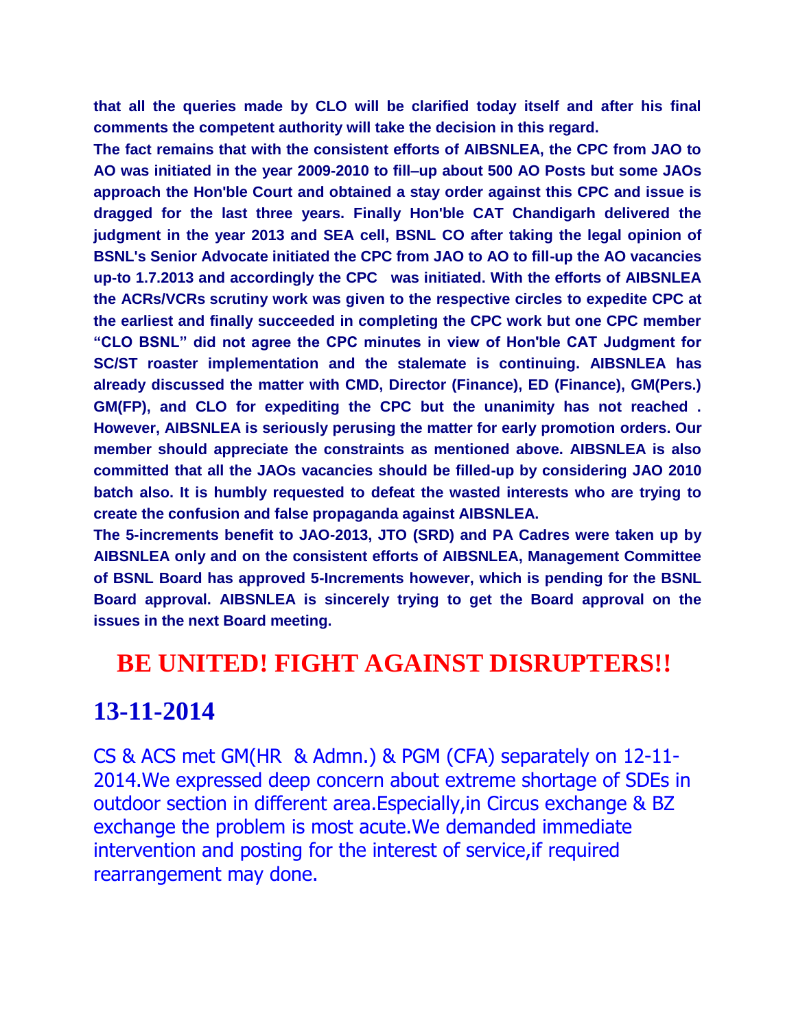**that all the queries made by CLO will be clarified today itself and after his final comments the competent authority will take the decision in this regard.**

**The fact remains that with the consistent efforts of AIBSNLEA, the CPC from JAO to AO was initiated in the year 2009-2010 to fill–up about 500 AO Posts but some JAOs approach the Hon'ble Court and obtained a stay order against this CPC and issue is dragged for the last three years. Finally Hon'ble CAT Chandigarh delivered the judgment in the year 2013 and SEA cell, BSNL CO after taking the legal opinion of BSNL's Senior Advocate initiated the CPC from JAO to AO to fill-up the AO vacancies up-to 1.7.2013 and accordingly the CPC was initiated. With the efforts of AIBSNLEA the ACRs/VCRs scrutiny work was given to the respective circles to expedite CPC at the earliest and finally succeeded in completing the CPC work but one CPC member "CLO BSNL" did not agree the CPC minutes in view of Hon'ble CAT Judgment for SC/ST roaster implementation and the stalemate is continuing. AIBSNLEA has already discussed the matter with CMD, Director (Finance), ED (Finance), GM(Pers.) GM(FP), and CLO for expediting the CPC but the unanimity has not reached . However, AIBSNLEA is seriously perusing the matter for early promotion orders. Our member should appreciate the constraints as mentioned above. AIBSNLEA is also committed that all the JAOs vacancies should be filled-up by considering JAO 2010 batch also. It is humbly requested to defeat the wasted interests who are trying to create the confusion and false propaganda against AIBSNLEA.**

**The 5-increments benefit to JAO-2013, JTO (SRD) and PA Cadres were taken up by AIBSNLEA only and on the consistent efforts of AIBSNLEA, Management Committee of BSNL Board has approved 5-Increments however, which is pending for the BSNL Board approval. AIBSNLEA is sincerely trying to get the Board approval on the issues in the next Board meeting.**

## BE UNITED! FIGHT AGAINST DISRUPTERS!!

## 13-11-2014

CS & ACS met GM(HR & Admn.) & PGM (CFA) separately on 12-11-2014.We expressed deep concern about extreme shortage of SDEs in outdoor section in different area.Especially,in Circus exchange & BZ exchange the problem is most acute.We demanded immediate intervention and posting for the interest of service,if required rearrangement may done.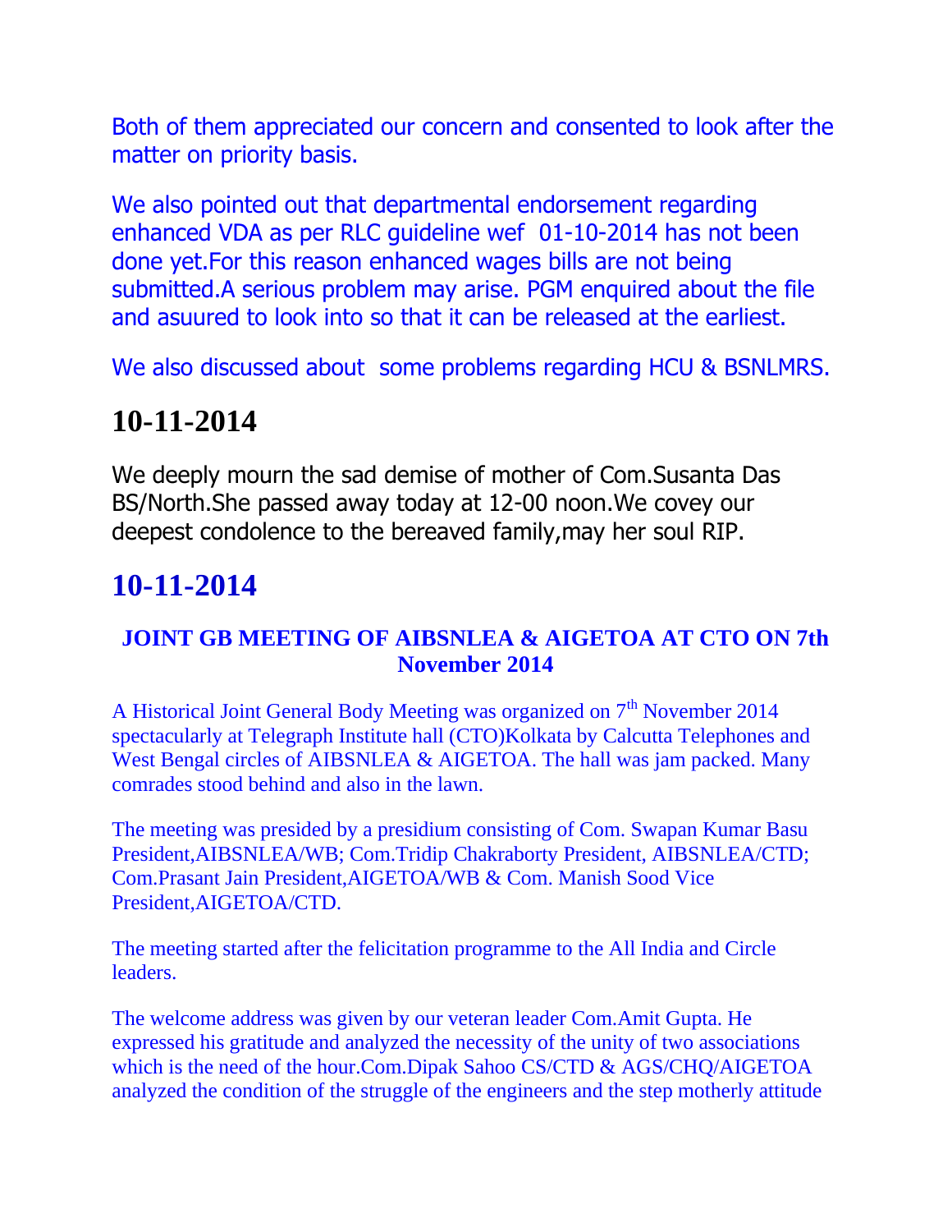Both of them appreciated our concern and consented to look after the matter on priority basis.

We also pointed out that departmental endorsement regarding enhanced VDA as per RLC guideline wef 01-10-2014 has not been done yet.For this reason enhanced wages bills are not being submitted.A serious problem may arise. PGM enquired about the file and asuured to look into so that it can be released at the earliest.

We also discussed about some problems regarding HCU & BSNLMRS.

## 10-11-2014

We deeply mourn the sad demise of mother of Com.Susanta Das BS/North.She passed away today at 12-00 noon.We covey our deepest condolence to the bereaved family,may her soul RIP.

## 10-11-2014

### JOINT GB MEETING OF AIBSNLEA & AIGETOA AT CTO ON 7th November 2014

A Historical Joint General Body Meeting was organized on 7th November 2014 spectacularly at Telegraph Institute hall (CTO)Kolkata by Calcutta Telephones and West Bengal circles of AIBSNLEA & AIGETOA. The hall was jam packed. Many comrades stood behind and also in the lawn.

The meeting was presided by a presidium consisting of Com. Swapan Kumar Basu President,AIBSNLEA/WB; Com.Tridip Chakraborty President, AIBSNLEA/CTD; Com.Prasant Jain President,AIGETOA/WB & Com. Manish Sood Vice President,AIGETOA/CTD.

The meeting started after the felicitation programme to the All India and Circle leaders.

The welcome address was given by our veteran leader Com.Amit Gupta. He expressed his gratitude and analyzed the necessity of the unity of two associations which is the need of the hour.Com.Dipak Sahoo CS/CTD & AGS/CHQ/AIGETOA analyzed the condition of the struggle of the engineers and the step motherly attitude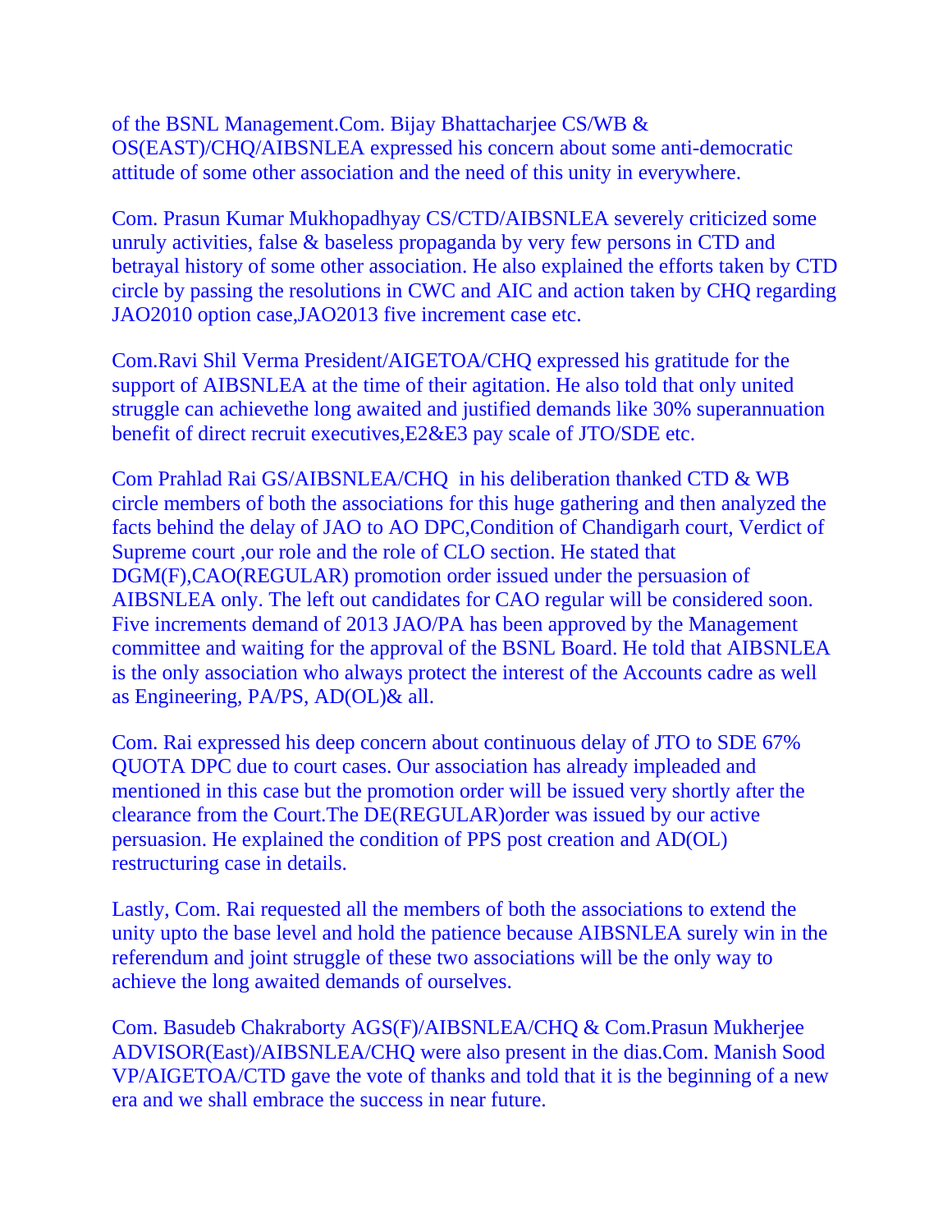of the BSNL Management.Com. Bijay Bhattacharjee CS/WB & OS(EAST)/CHQ/AIBSNLEA expressed his concern about some anti-democratic attitude of some other association and the need of this unity in everywhere.

Com. Prasun Kumar Mukhopadhyay CS/CTD/AIBSNLEA severely criticized some unruly activities, false & baseless propaganda by very few persons in CTD and betrayal history of some other association. He also explained the efforts taken by CTD circle by passing the resolutions in CWC and AIC and action taken by CHQ regarding JAO2010 option case,JAO2013 five increment case etc.

Com.Ravi Shil Verma President/AIGETOA/CHQ expressed his gratitude for the support of AIBSNLEA at the time of their agitation. He also told that only united struggle can achievethe long awaited and justified demands like 30% superannuation benefit of direct recruit executives,E2&E3 pay scale of JTO/SDE etc.

Com Prahlad Rai GS/AIBSNLEA/CHQ  in his deliberation thanked CTD & WB circle members of both the associations for this huge gathering and then analyzed the facts behind the delay of JAO to AO DPC,Condition of Chandigarh court, Verdict of Supreme court ,our role and the role of CLO section. He stated that DGM(F),CAO(REGULAR) promotion order issued under the persuasion of AIBSNLEA only. The left out candidates for CAO regular will be considered soon. Five increments demand of 2013 JAO/PA has been approved by the Management committee and waiting for the approval of the BSNL Board. He told that AIBSNLEA is the only association who always protect the interest of the Accounts cadre as well as Engineering, PA/PS, AD(OL)& all.

Com. Rai expressed his deep concern about continuous delay of JTO to SDE 67% QUOTA DPC due to court cases. Our association has already impleaded and mentioned in this case but the promotion order will be issued very shortly after the clearance from the Court.The DE(REGULAR)order was issued by our active persuasion. He explained the condition of PPS post creation and AD(OL) restructuring case in details.

Lastly, Com. Rai requested all the members of both the associations to extend the unity upto the base level and hold the patience because AIBSNLEA surely win in the referendum and joint struggle of these two associations will be the only way to achieve the long awaited demands of ourselves.

Com. Basudeb Chakraborty AGS(F)/AIBSNLEA/CHQ & Com.Prasun Mukherjee ADVISOR(East)/AIBSNLEA/CHQ were also present in the dias.Com. Manish Sood VP/AIGETOA/CTD gave the vote of thanks and told that it is the beginning of a new era and we shall embrace the success in near future.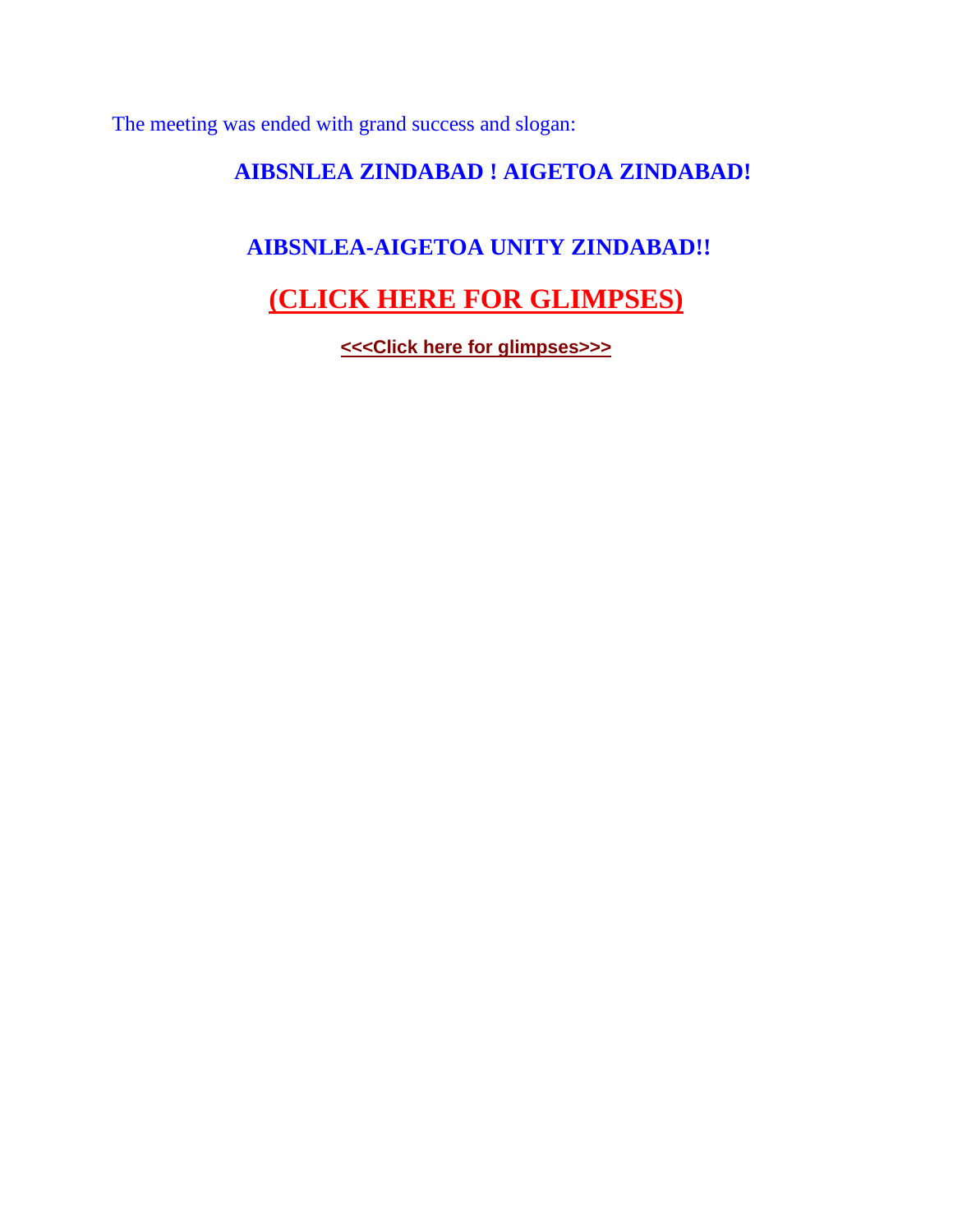The meeting was ended with grand success and slogan:

**AIBSNLEA ZINDABAD ! AIGETOA ZINDABAD!**

**AIBSNLEA-AIGETOA UNITY ZINDABAD!!**

**(CLICK HERE FOR GLIMPSES)**

**<<<Click here for glimpses>>>**